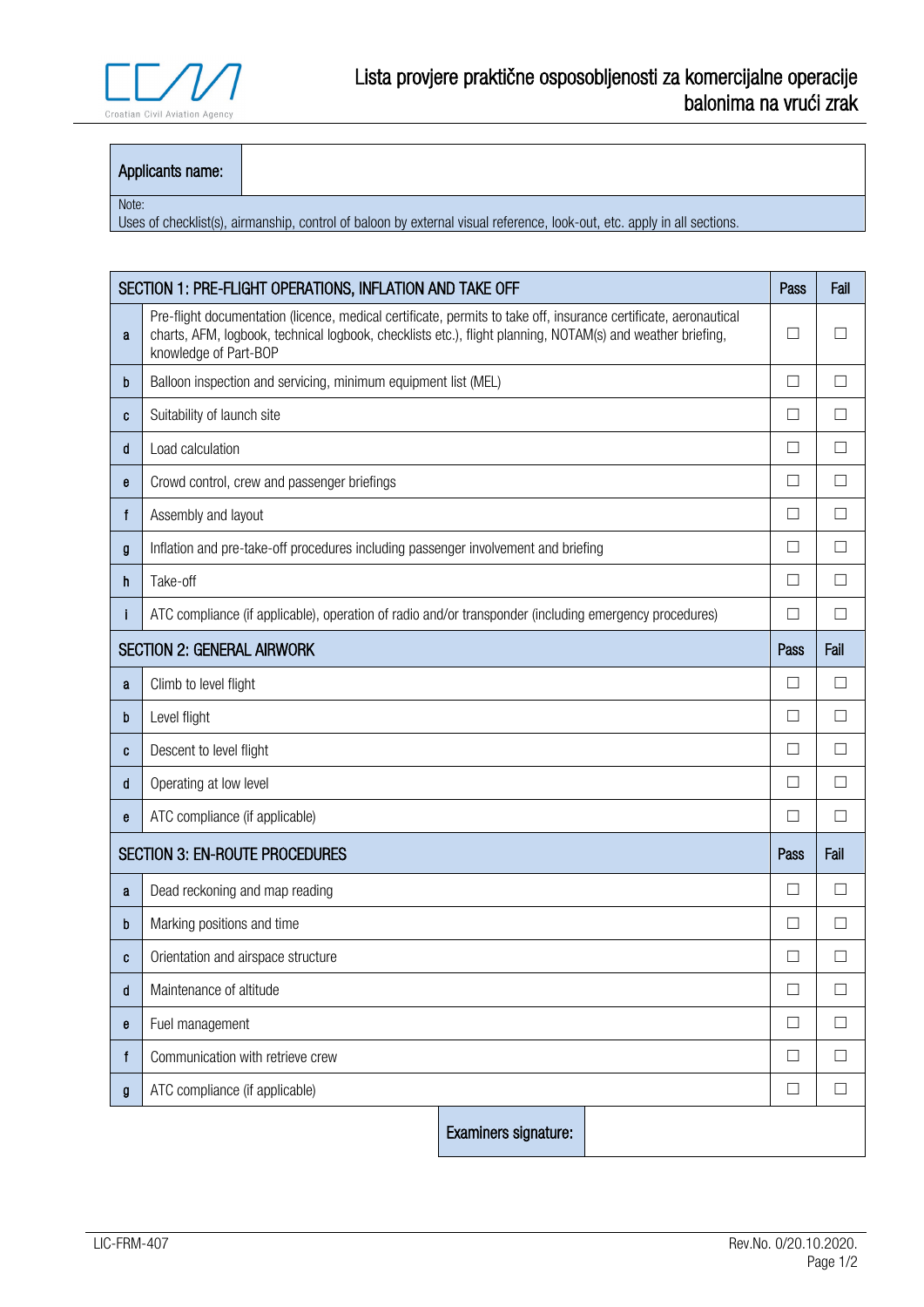# Lista provjere praktične osposobljenosti za komercijalne operacije balonima na vrući zrak

| Applicants name: | |
|---|---|

Note:
Uses of checklist(s), airmanship, control of baloon by external visual reference, look-out, etc. apply in all sections.

| SECTION 1: PRE-FLIGHT OPERATIONS, INFLATION AND TAKE OFF | | Pass | Fail |
|---|---|---|---|
| a | Pre-flight documentation (licence, medical certificate, permits to take off, insurance certificate, aeronautical charts, AFM, logbook, technical logbook, checklists etc.), flight planning, NOTAM(s) and weather briefing, knowledge of Part-BOP | ☐ | ☐ |
| b | Balloon inspection and servicing, minimum equipment list (MEL) | ☐ | ☐ |
| c | Suitability of launch site | ☐ | ☐ |
| d | Load calculation | ☐ | ☐ |
| e | Crowd control, crew and passenger briefings | ☐ | ☐ |
| f | Assembly and layout | ☐ | ☐ |
| g | Inflation and pre-take-off procedures including passenger involvement and briefing | ☐ | ☐ |
| h | Take-off | ☐ | ☐ |
| i | ATC compliance (if applicable), operation of radio and/or transponder (including emergency procedures) | ☐ | ☐ |
| **SECTION 2: GENERAL AIRWORK** | | **Pass** | **Fail** |
| a | Climb to level flight | ☐ | ☐ |
| b | Level flight | ☐ | ☐ |
| c | Descent to level flight | ☐ | ☐ |
| d | Operating at low level | ☐ | ☐ |
| e | ATC compliance (if applicable) | ☐ | ☐ |
| **SECTION 3: EN-ROUTE PROCEDURES** | | **Pass** | **Fail** |
| a | Dead reckoning and map reading | ☐ | ☐ |
| b | Marking positions and time | ☐ | ☐ |
| c | Orientation and airspace structure | ☐ | ☐ |
| d | Maintenance of altitude | ☐ | ☐ |
| e | Fuel management | ☐ | ☐ |
| f | Communication with retrieve crew | ☐ | ☐ |
| g | ATC compliance (if applicable) | ☐ | ☐ |

| Examiners signature: | |
|---|---|

LIC-FRM-407 | Rev.No. 0/20.10.2020.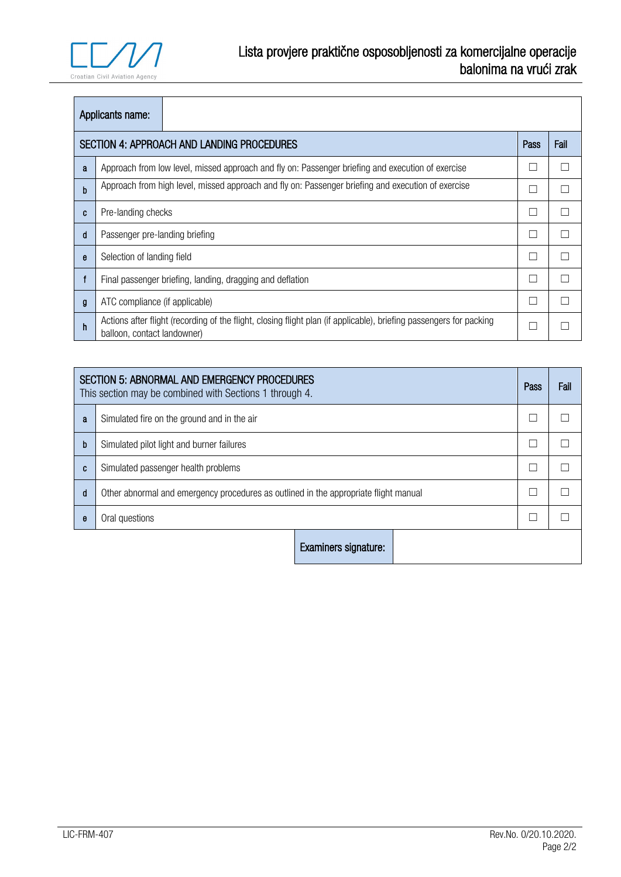# Lista provjere praktične osposobljenosti za komercijalne operacije balonima na vrući zrak

| Applicants name: | |
|---|---|

| SECTION 4: APPROACH AND LANDING PROCEDURES | | Pass | Fail |
|---|---|---|---|
| a | Approach from low level, missed approach and fly on: Passenger briefing and execution of exercise | ☐ | ☐ |
| b | Approach from high level, missed approach and fly on: Passenger briefing and execution of exercise | ☐ | ☐ |
| c | Pre-landing checks | ☐ | ☐ |
| d | Passenger pre-landing briefing | ☐ | ☐ |
| e | Selection of landing field | ☐ | ☐ |
| f | Final passenger briefing, landing, dragging and deflation | ☐ | ☐ |
| g | ATC compliance (if applicable) | ☐ | ☐ |
| h | Actions after flight (recording of the flight, closing flight plan (if applicable), briefing passengers for packing balloon, contact landowner) | ☐ | ☐ |

| SECTION 5: ABNORMAL AND EMERGENCY PROCEDURES<br>This section may be combined with Sections 1 through 4. | | Pass | Fail |
|---|---|---|---|
| a | Simulated fire on the ground and in the air | ☐ | ☐ |
| b | Simulated pilot light and burner failures | ☐ | ☐ |
| c | Simulated passenger health problems | ☐ | ☐ |
| d | Other abnormal and emergency procedures as outlined in the appropriate flight manual | ☐ | ☐ |
| e | Oral questions | ☐ | ☐ |

| Examiners signature: | |
|---|---|

LIC-FRM-407

Rev.No. 0/20.10.2020.